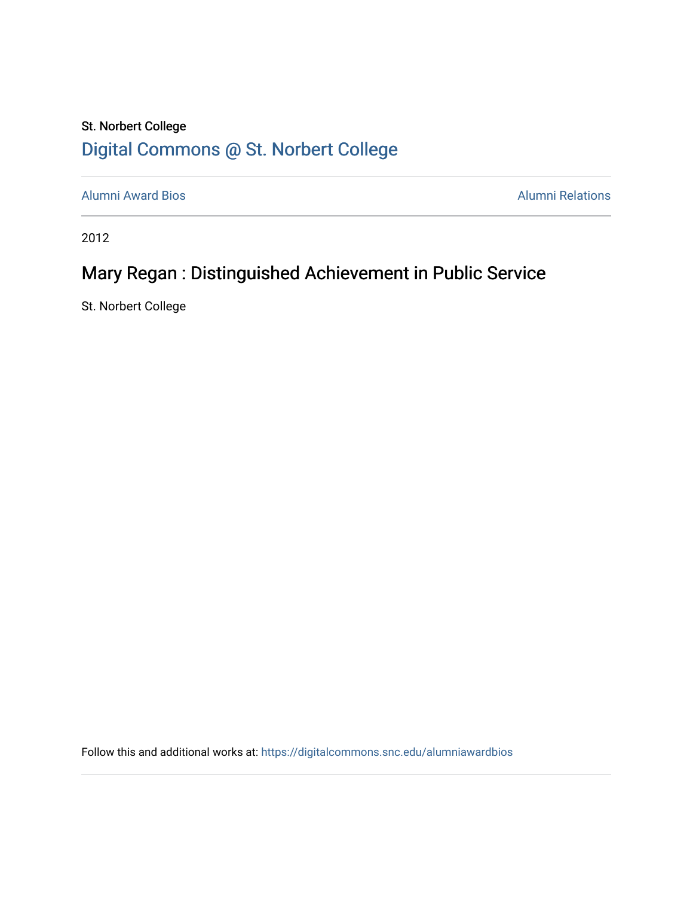St. Norbert College

[Digital Commons @ St. Norbert College](https://digitalcommons.snc.edu)

Alumni Award Bios | Alumni Relations

2012

# Mary Regan : Distinguished Achievement in Public Service

St. Norbert College

Follow this and additional works at: https://digitalcommons.snc.edu/alumniawardbios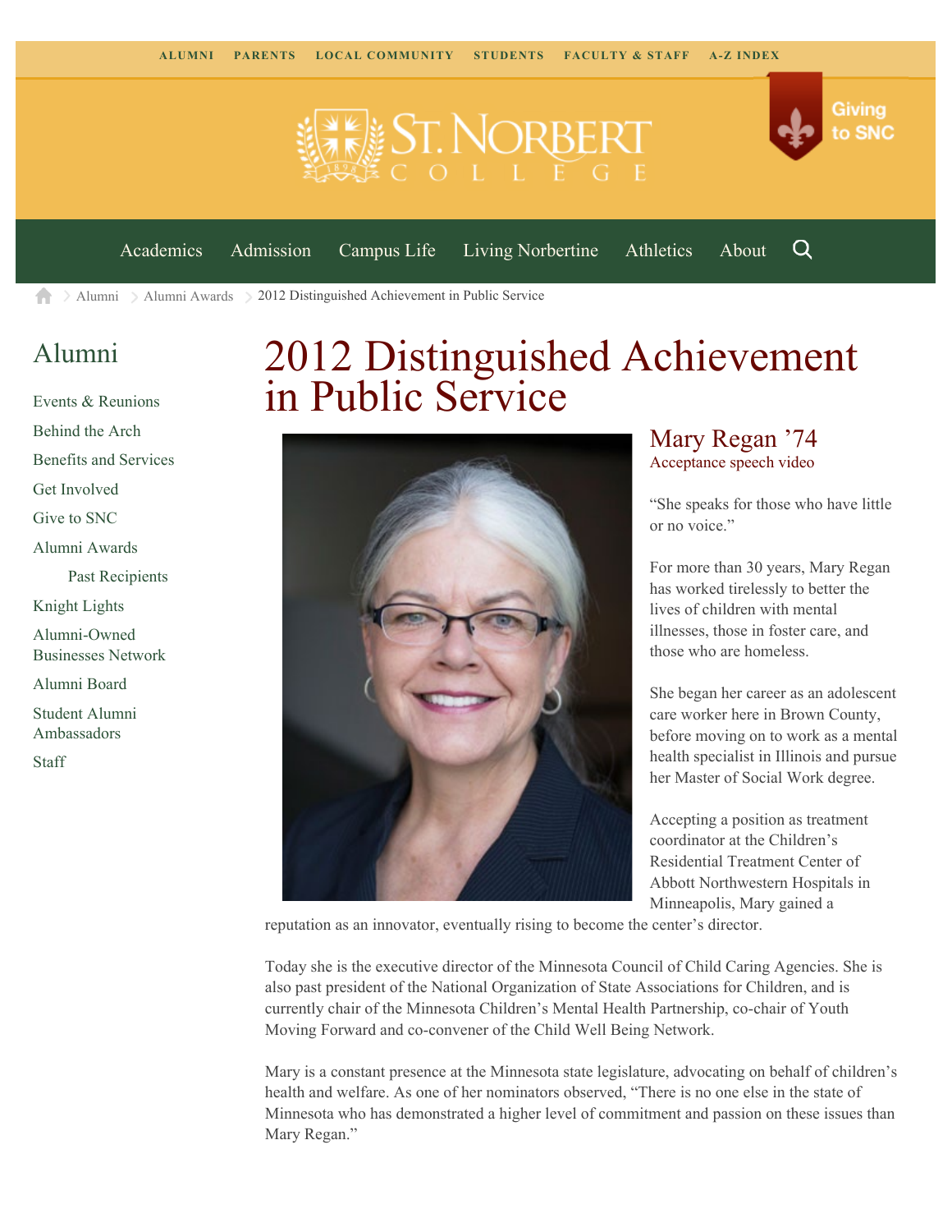ALUMNI PARENTS LOCAL COMMUNITY STUDENTS FACULTY & STAFF A-Z INDEX

Giving to SNC

Academics Admission Campus Life Living Norbertine Athletics About

Alumni > Alumni Awards > 2012 Distinguished Achievement in Public Service

## Alumni

- Events & Reunions
- Behind the Arch
- Benefits and Services
- Get Involved
- Give to SNC
- Alumni Awards
  - Past Recipients
- Knight Lights
- Alumni-Owned Businesses Network
- Alumni Board
- Student Alumni Ambassadors
- Staff

# 2012 Distinguished Achievement in Public Service

## Mary Regan ’74

Acceptance speech video

“She speaks for those who have little or no voice.”

For more than 30 years, Mary Regan has worked tirelessly to better the lives of children with mental illnesses, those in foster care, and those who are homeless.

She began her career as an adolescent care worker here in Brown County, before moving on to work as a mental health specialist in Illinois and pursue her Master of Social Work degree.

Accepting a position as treatment coordinator at the Children’s Residential Treatment Center of Abbott Northwestern Hospitals in Minneapolis, Mary gained a reputation as an innovator, eventually rising to become the center’s director.

Today she is the executive director of the Minnesota Council of Child Caring Agencies. She is also past president of the National Organization of State Associations for Children, and is currently chair of the Minnesota Children’s Mental Health Partnership, co-chair of Youth Moving Forward and co-convener of the Child Well Being Network.

Mary is a constant presence at the Minnesota state legislature, advocating on behalf of children’s health and welfare. As one of her nominators observed, “There is no one else in the state of Minnesota who has demonstrated a higher level of commitment and passion on these issues than Mary Regan.”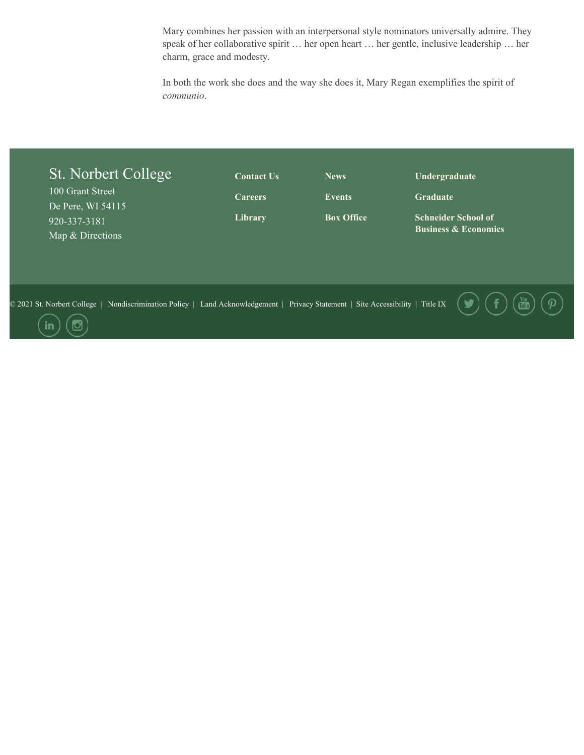Mary combines her passion with an interpersonal style nominators universally admire. They speak of her collaborative spirit … her open heart … her gentle, inclusive leadership … her charm, grace and modesty.

In both the work she does and the way she does it, Mary Regan exemplifies the spirit of *communio*.

St. Norbert College
100 Grant Street
De Pere, WI 54115
920-337-3181
Map & Directions

**Contact Us**

**Careers**

**Library**

**News**

**Events**

**Box Office**

**Undergraduate**

**Graduate**

**Schneider School of Business & Economics**

© 2021 St. Norbert College | Nondiscrimination Policy | Land Acknowledgement | Privacy Statement | Site Accessibility | Title IX